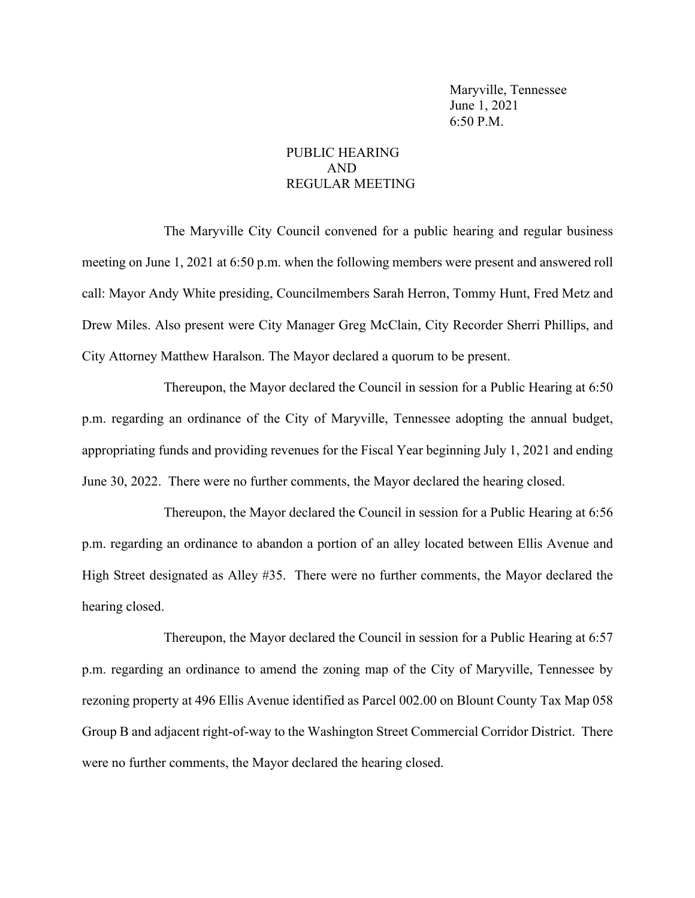Maryville, Tennessee
June 1, 2021
6:50 P.M.

# PUBLIC HEARING
# AND
# REGULAR MEETING

The Maryville City Council convened for a public hearing and regular business meeting on June 1, 2021 at 6:50 p.m. when the following members were present and answered roll call: Mayor Andy White presiding, Councilmembers Sarah Herron, Tommy Hunt, Fred Metz and Drew Miles. Also present were City Manager Greg McClain, City Recorder Sherri Phillips, and City Attorney Matthew Haralson. The Mayor declared a quorum to be present.

Thereupon, the Mayor declared the Council in session for a Public Hearing at 6:50 p.m. regarding an ordinance of the City of Maryville, Tennessee adopting the annual budget, appropriating funds and providing revenues for the Fiscal Year beginning July 1, 2021 and ending June 30, 2022. There were no further comments, the Mayor declared the hearing closed.

Thereupon, the Mayor declared the Council in session for a Public Hearing at 6:56 p.m. regarding an ordinance to abandon a portion of an alley located between Ellis Avenue and High Street designated as Alley #35. There were no further comments, the Mayor declared the hearing closed.

Thereupon, the Mayor declared the Council in session for a Public Hearing at 6:57 p.m. regarding an ordinance to amend the zoning map of the City of Maryville, Tennessee by rezoning property at 496 Ellis Avenue identified as Parcel 002.00 on Blount County Tax Map 058 Group B and adjacent right-of-way to the Washington Street Commercial Corridor District. There were no further comments, the Mayor declared the hearing closed.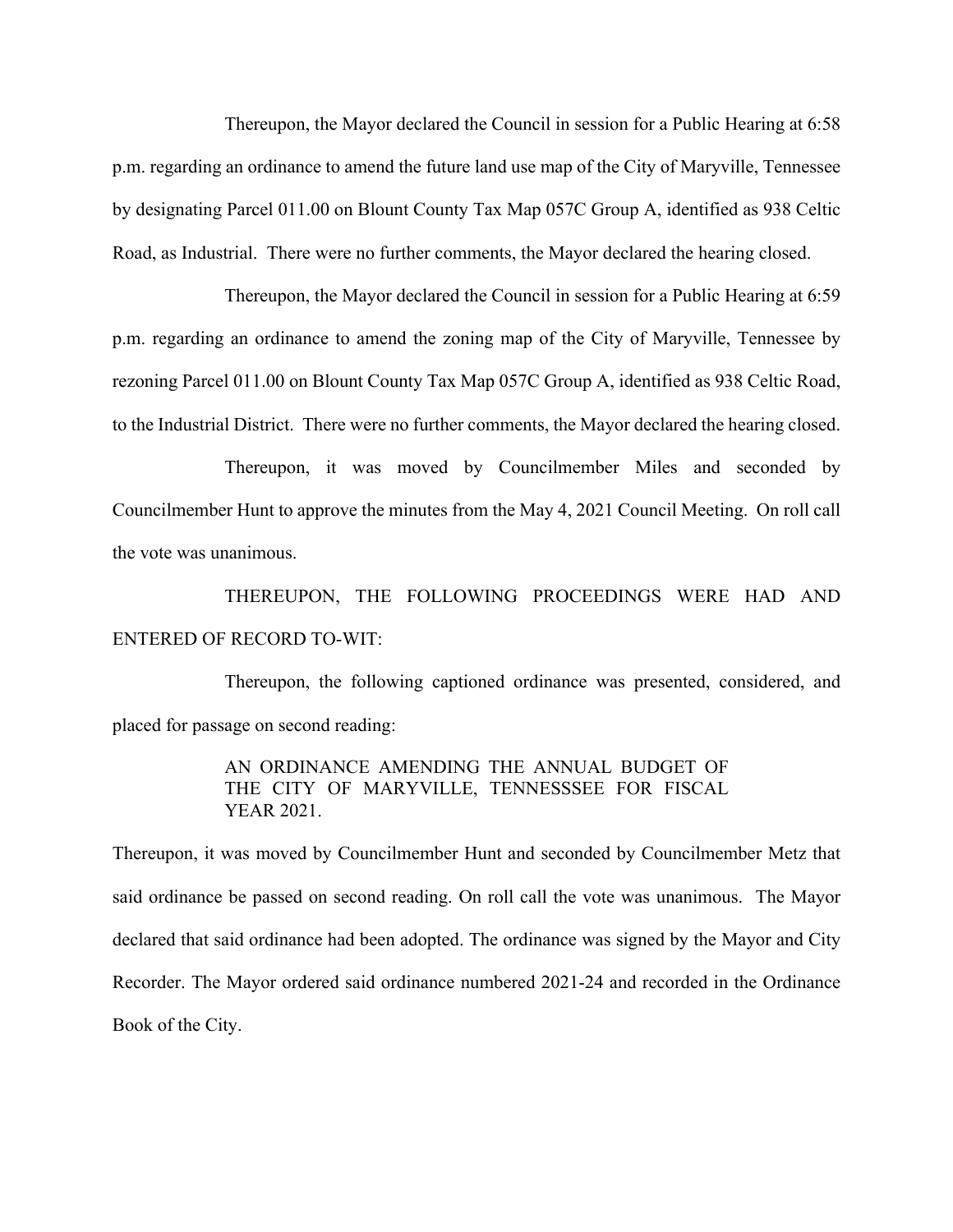Thereupon, the Mayor declared the Council in session for a Public Hearing at 6:58 p.m. regarding an ordinance to amend the future land use map of the City of Maryville, Tennessee by designating Parcel 011.00 on Blount County Tax Map 057C Group A, identified as 938 Celtic Road, as Industrial. There were no further comments, the Mayor declared the hearing closed.

Thereupon, the Mayor declared the Council in session for a Public Hearing at 6:59 p.m. regarding an ordinance to amend the zoning map of the City of Maryville, Tennessee by rezoning Parcel 011.00 on Blount County Tax Map 057C Group A, identified as 938 Celtic Road, to the Industrial District. There were no further comments, the Mayor declared the hearing closed.

Thereupon, it was moved by Councilmember Miles and seconded by Councilmember Hunt to approve the minutes from the May 4, 2021 Council Meeting. On roll call the vote was unanimous.

THEREUPON, THE FOLLOWING PROCEEDINGS WERE HAD AND ENTERED OF RECORD TO-WIT:

Thereupon, the following captioned ordinance was presented, considered, and placed for passage on second reading:

> AN ORDINANCE AMENDING THE ANNUAL BUDGET OF THE CITY OF MARYVILLE, TENNESSSEE FOR FISCAL YEAR 2021.

Thereupon, it was moved by Councilmember Hunt and seconded by Councilmember Metz that said ordinance be passed on second reading. On roll call the vote was unanimous. The Mayor declared that said ordinance had been adopted. The ordinance was signed by the Mayor and City Recorder. The Mayor ordered said ordinance numbered 2021-24 and recorded in the Ordinance Book of the City.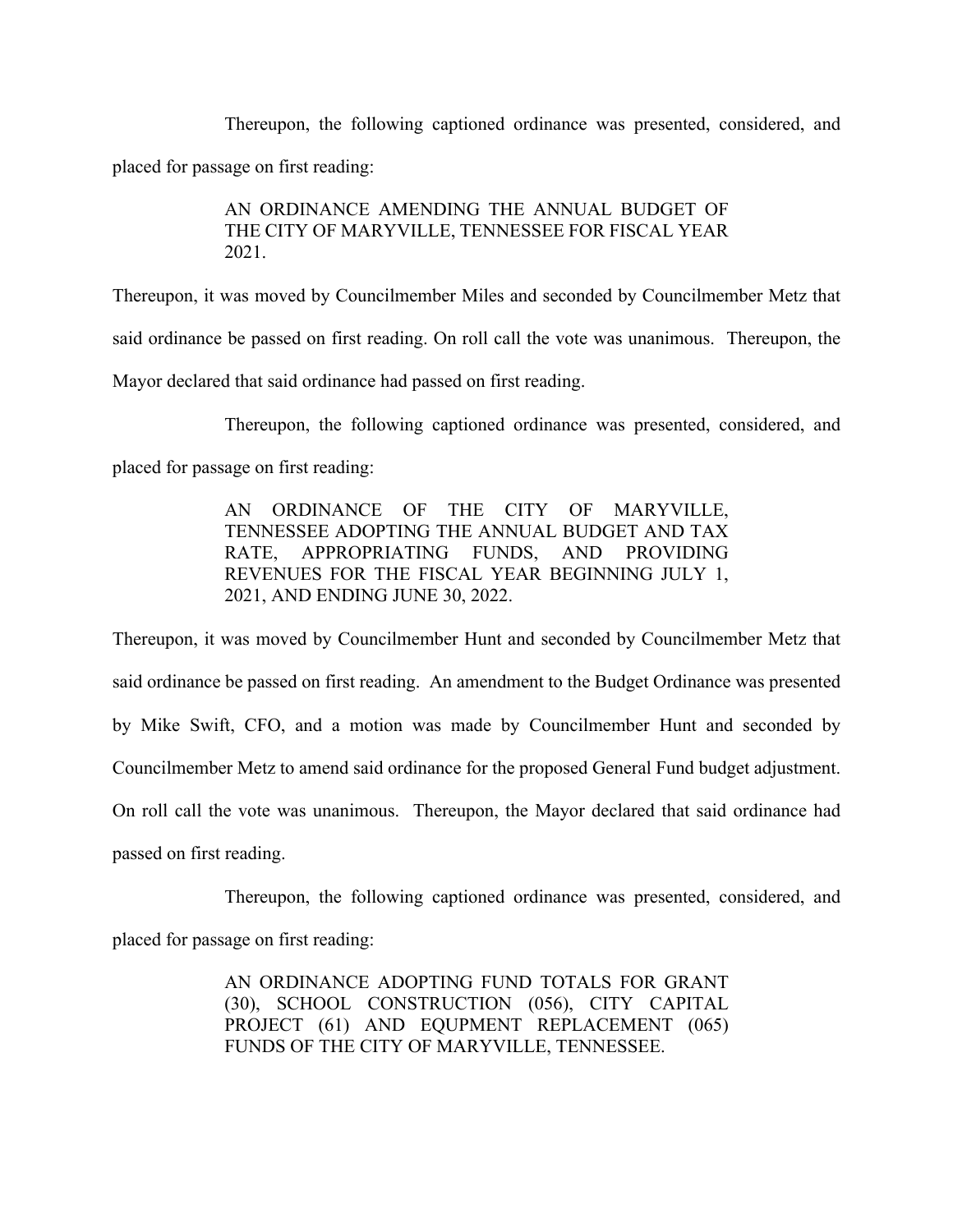Thereupon, the following captioned ordinance was presented, considered, and placed for passage on first reading:

> AN ORDINANCE AMENDING THE ANNUAL BUDGET OF THE CITY OF MARYVILLE, TENNESSEE FOR FISCAL YEAR 2021.

Thereupon, it was moved by Councilmember Miles and seconded by Councilmember Metz that said ordinance be passed on first reading. On roll call the vote was unanimous. Thereupon, the Mayor declared that said ordinance had passed on first reading.

Thereupon, the following captioned ordinance was presented, considered, and placed for passage on first reading:

> AN ORDINANCE OF THE CITY OF MARYVILLE, TENNESSEE ADOPTING THE ANNUAL BUDGET AND TAX RATE, APPROPRIATING FUNDS, AND PROVIDING REVENUES FOR THE FISCAL YEAR BEGINNING JULY 1, 2021, AND ENDING JUNE 30, 2022.

Thereupon, it was moved by Councilmember Hunt and seconded by Councilmember Metz that said ordinance be passed on first reading. An amendment to the Budget Ordinance was presented by Mike Swift, CFO, and a motion was made by Councilmember Hunt and seconded by Councilmember Metz to amend said ordinance for the proposed General Fund budget adjustment. On roll call the vote was unanimous. Thereupon, the Mayor declared that said ordinance had passed on first reading.

Thereupon, the following captioned ordinance was presented, considered, and placed for passage on first reading:

> AN ORDINANCE ADOPTING FUND TOTALS FOR GRANT (30), SCHOOL CONSTRUCTION (056), CITY CAPITAL PROJECT (61) AND EQUPMENT REPLACEMENT (065) FUNDS OF THE CITY OF MARYVILLE, TENNESSEE.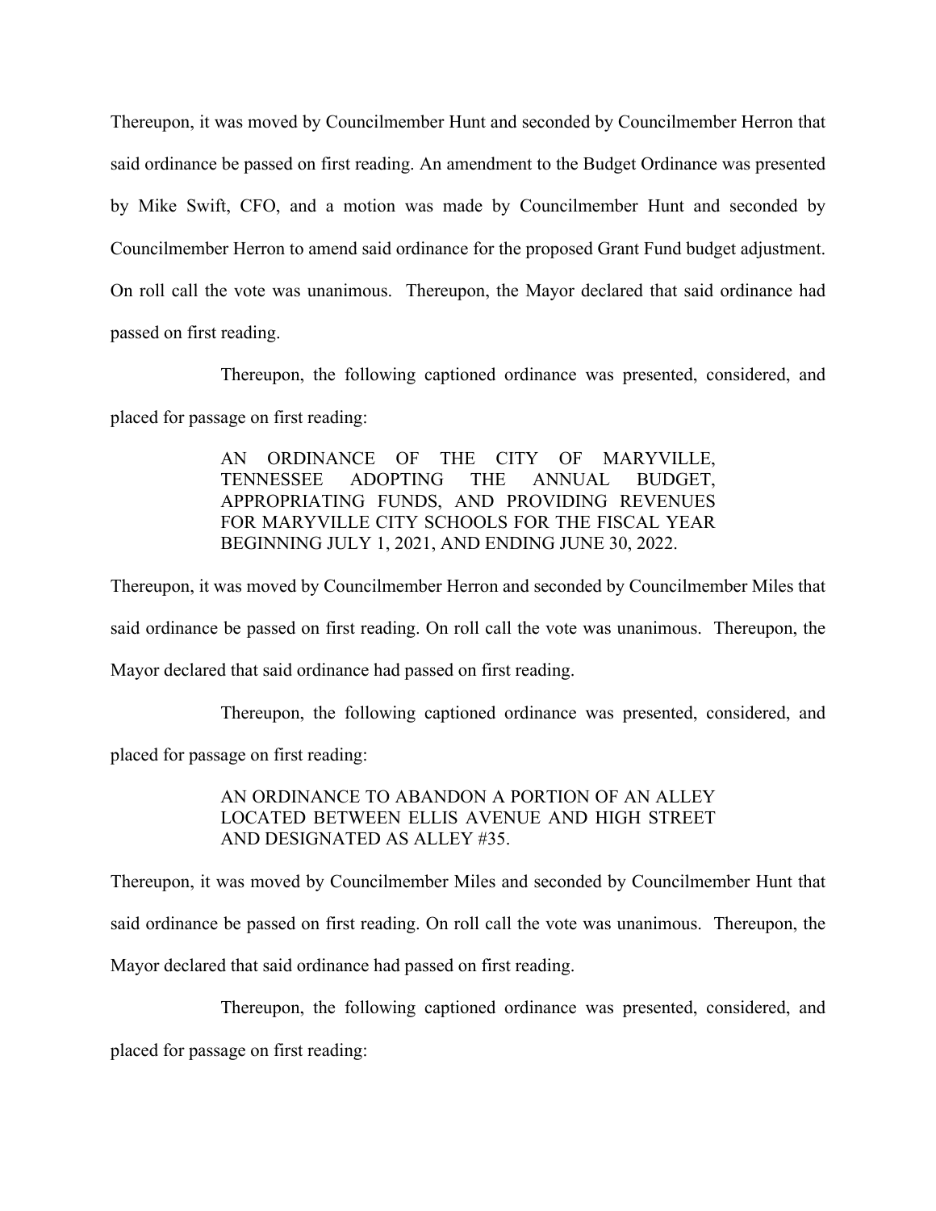Thereupon, it was moved by Councilmember Hunt and seconded by Councilmember Herron that said ordinance be passed on first reading. An amendment to the Budget Ordinance was presented by Mike Swift, CFO, and a motion was made by Councilmember Hunt and seconded by Councilmember Herron to amend said ordinance for the proposed Grant Fund budget adjustment. On roll call the vote was unanimous. Thereupon, the Mayor declared that said ordinance had passed on first reading.

Thereupon, the following captioned ordinance was presented, considered, and placed for passage on first reading:

> AN ORDINANCE OF THE CITY OF MARYVILLE, TENNESSEE ADOPTING THE ANNUAL BUDGET, APPROPRIATING FUNDS, AND PROVIDING REVENUES FOR MARYVILLE CITY SCHOOLS FOR THE FISCAL YEAR BEGINNING JULY 1, 2021, AND ENDING JUNE 30, 2022.

Thereupon, it was moved by Councilmember Herron and seconded by Councilmember Miles that said ordinance be passed on first reading. On roll call the vote was unanimous. Thereupon, the Mayor declared that said ordinance had passed on first reading.

Thereupon, the following captioned ordinance was presented, considered, and placed for passage on first reading:

> AN ORDINANCE TO ABANDON A PORTION OF AN ALLEY LOCATED BETWEEN ELLIS AVENUE AND HIGH STREET AND DESIGNATED AS ALLEY #35.

Thereupon, it was moved by Councilmember Miles and seconded by Councilmember Hunt that said ordinance be passed on first reading. On roll call the vote was unanimous. Thereupon, the Mayor declared that said ordinance had passed on first reading.

Thereupon, the following captioned ordinance was presented, considered, and placed for passage on first reading: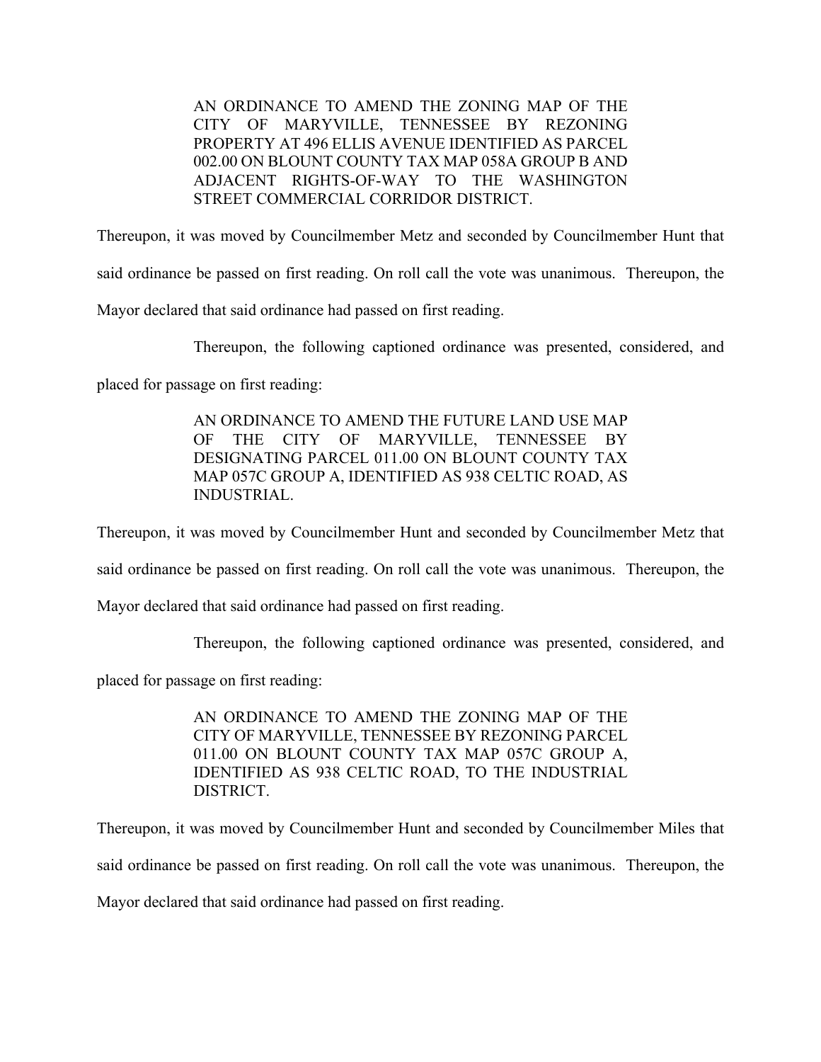> AN ORDINANCE TO AMEND THE ZONING MAP OF THE CITY OF MARYVILLE, TENNESSEE BY REZONING PROPERTY AT 496 ELLIS AVENUE IDENTIFIED AS PARCEL 002.00 ON BLOUNT COUNTY TAX MAP 058A GROUP B AND ADJACENT RIGHTS-OF-WAY TO THE WASHINGTON STREET COMMERCIAL CORRIDOR DISTRICT.

Thereupon, it was moved by Councilmember Metz and seconded by Councilmember Hunt that said ordinance be passed on first reading. On roll call the vote was unanimous. Thereupon, the Mayor declared that said ordinance had passed on first reading.

Thereupon, the following captioned ordinance was presented, considered, and placed for passage on first reading:

> AN ORDINANCE TO AMEND THE FUTURE LAND USE MAP OF THE CITY OF MARYVILLE, TENNESSEE BY DESIGNATING PARCEL 011.00 ON BLOUNT COUNTY TAX MAP 057C GROUP A, IDENTIFIED AS 938 CELTIC ROAD, AS INDUSTRIAL.

Thereupon, it was moved by Councilmember Hunt and seconded by Councilmember Metz that said ordinance be passed on first reading. On roll call the vote was unanimous. Thereupon, the Mayor declared that said ordinance had passed on first reading.

Thereupon, the following captioned ordinance was presented, considered, and placed for passage on first reading:

> AN ORDINANCE TO AMEND THE ZONING MAP OF THE CITY OF MARYVILLE, TENNESSEE BY REZONING PARCEL 011.00 ON BLOUNT COUNTY TAX MAP 057C GROUP A, IDENTIFIED AS 938 CELTIC ROAD, TO THE INDUSTRIAL DISTRICT.

Thereupon, it was moved by Councilmember Hunt and seconded by Councilmember Miles that said ordinance be passed on first reading. On roll call the vote was unanimous. Thereupon, the Mayor declared that said ordinance had passed on first reading.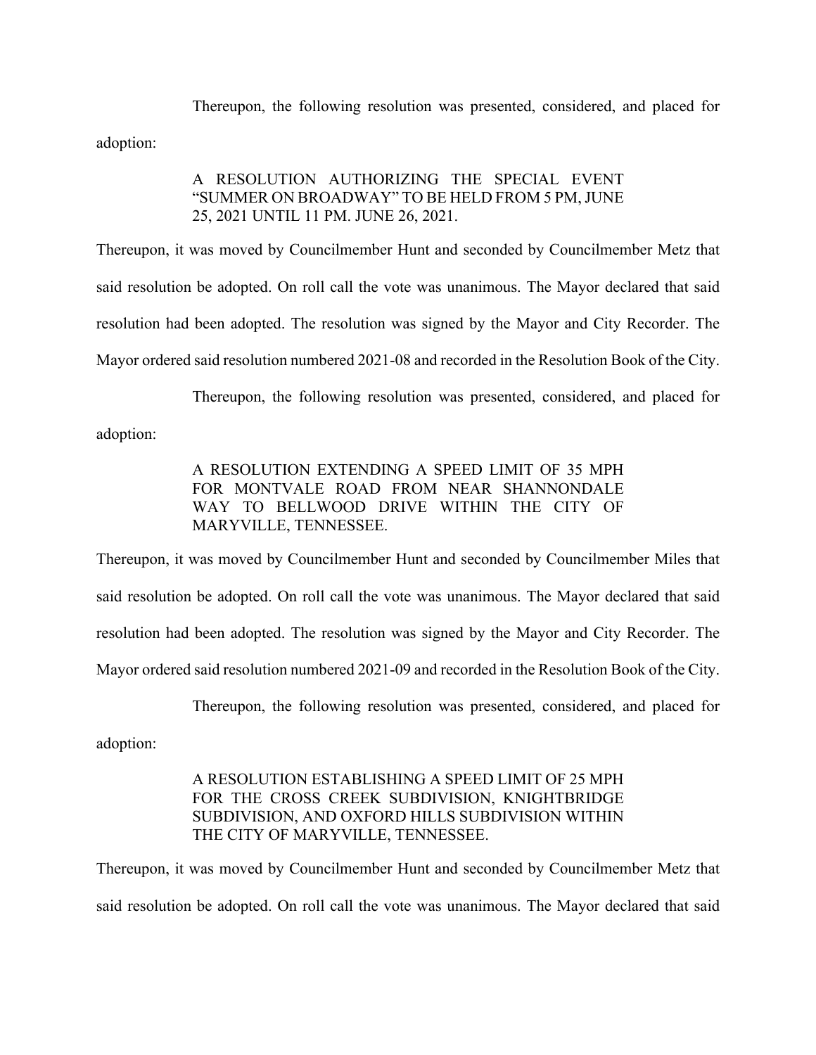Thereupon, the following resolution was presented, considered, and placed for adoption:

> A RESOLUTION AUTHORIZING THE SPECIAL EVENT "SUMMER ON BROADWAY" TO BE HELD FROM 5 PM, JUNE 25, 2021 UNTIL 11 PM. JUNE 26, 2021.

Thereupon, it was moved by Councilmember Hunt and seconded by Councilmember Metz that said resolution be adopted. On roll call the vote was unanimous. The Mayor declared that said resolution had been adopted. The resolution was signed by the Mayor and City Recorder. The Mayor ordered said resolution numbered 2021-08 and recorded in the Resolution Book of the City.

Thereupon, the following resolution was presented, considered, and placed for adoption:

> A RESOLUTION EXTENDING A SPEED LIMIT OF 35 MPH FOR MONTVALE ROAD FROM NEAR SHANNONDALE WAY TO BELLWOOD DRIVE WITHIN THE CITY OF MARYVILLE, TENNESSEE.

Thereupon, it was moved by Councilmember Hunt and seconded by Councilmember Miles that said resolution be adopted. On roll call the vote was unanimous. The Mayor declared that said resolution had been adopted. The resolution was signed by the Mayor and City Recorder. The Mayor ordered said resolution numbered 2021-09 and recorded in the Resolution Book of the City.

Thereupon, the following resolution was presented, considered, and placed for adoption:

> A RESOLUTION ESTABLISHING A SPEED LIMIT OF 25 MPH FOR THE CROSS CREEK SUBDIVISION, KNIGHTBRIDGE SUBDIVISION, AND OXFORD HILLS SUBDIVISION WITHIN THE CITY OF MARYVILLE, TENNESSEE.

Thereupon, it was moved by Councilmember Hunt and seconded by Councilmember Metz that said resolution be adopted. On roll call the vote was unanimous. The Mayor declared that said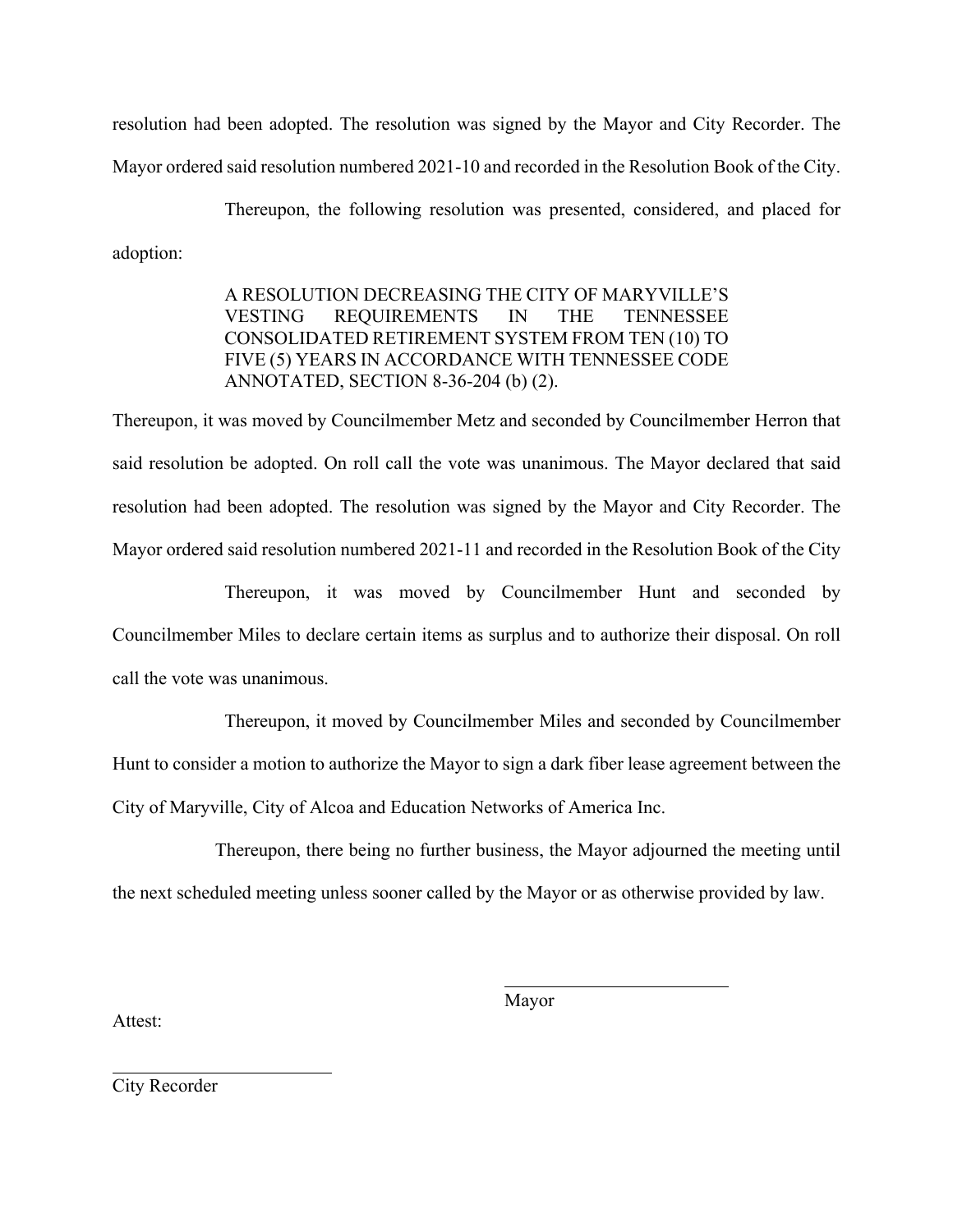resolution had been adopted. The resolution was signed by the Mayor and City Recorder. The Mayor ordered said resolution numbered 2021-10 and recorded in the Resolution Book of the City.

Thereupon, the following resolution was presented, considered, and placed for adoption:

> A RESOLUTION DECREASING THE CITY OF MARYVILLE'S VESTING REQUIREMENTS IN THE TENNESSEE CONSOLIDATED RETIREMENT SYSTEM FROM TEN (10) TO FIVE (5) YEARS IN ACCORDANCE WITH TENNESSEE CODE ANNOTATED, SECTION 8-36-204 (b) (2).

Thereupon, it was moved by Councilmember Metz and seconded by Councilmember Herron that said resolution be adopted. On roll call the vote was unanimous. The Mayor declared that said resolution had been adopted. The resolution was signed by the Mayor and City Recorder. The Mayor ordered said resolution numbered 2021-11 and recorded in the Resolution Book of the City

Thereupon, it was moved by Councilmember Hunt and seconded by Councilmember Miles to declare certain items as surplus and to authorize their disposal. On roll call the vote was unanimous.

Thereupon, it moved by Councilmember Miles and seconded by Councilmember Hunt to consider a motion to authorize the Mayor to sign a dark fiber lease agreement between the City of Maryville, City of Alcoa and Education Networks of America Inc.

Thereupon, there being no further business, the Mayor adjourned the meeting until the next scheduled meeting unless sooner called by the Mayor or as otherwise provided by law.

\_\_\_\_\_\_\_\_\_\_\_\_\_\_\_\_\_\_\_\_\_\_\_\_\_

Mayor

Attest:

\_\_\_\_\_\_\_\_\_\_\_\_\_\_\_\_\_\_\_\_\_\_\_\_\_

City Recorder